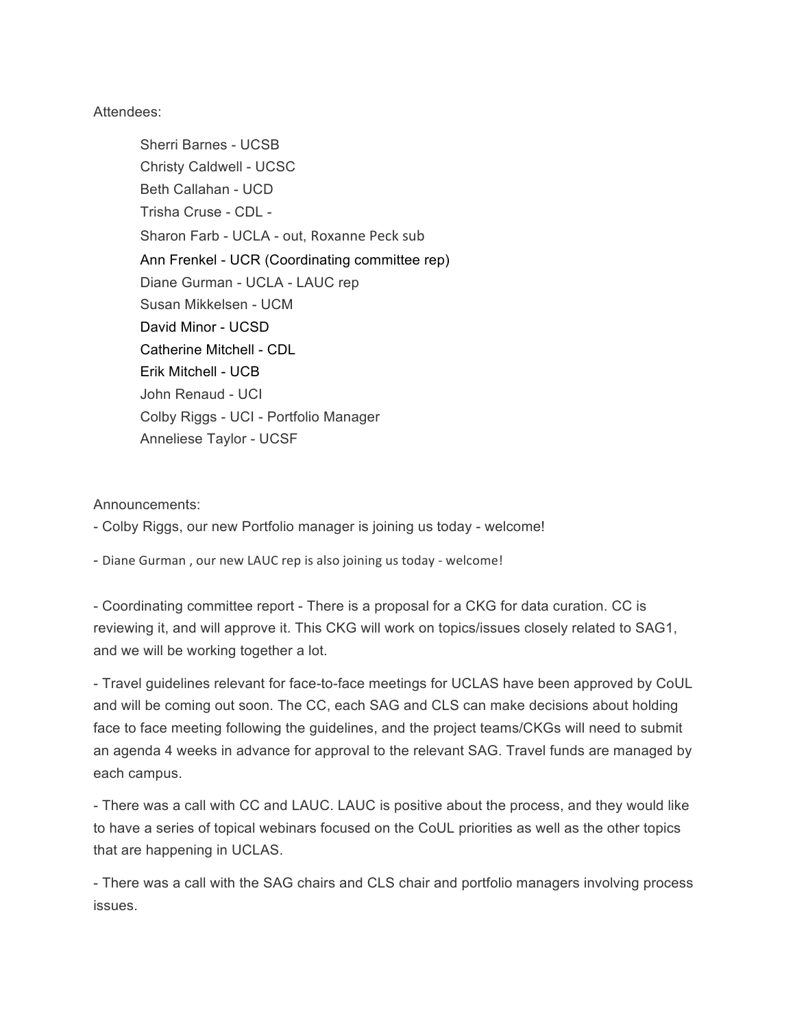Attendees:

Sherri Barnes - UCSB
Christy Caldwell - UCSC
Beth Callahan - UCD
Trisha Cruse - CDL -
Sharon Farb - UCLA - out, Roxanne Peck sub
Ann Frenkel - UCR (Coordinating committee rep)
Diane Gurman - UCLA - LAUC rep
Susan Mikkelsen - UCM
David Minor - UCSD
Catherine Mitchell - CDL
Erik Mitchell - UCB
John Renaud - UCI
Colby Riggs - UCI - Portfolio Manager
Anneliese Taylor - UCSF

Announcements:

- Colby Riggs, our new Portfolio manager is joining us today - welcome!
- Diane Gurman , our new LAUC rep is also joining us today - welcome!
- Coordinating committee report - There is a proposal for a CKG for data curation. CC is reviewing it, and will approve it. This CKG will work on topics/issues closely related to SAG1, and we will be working together a lot.
- Travel guidelines relevant for face-to-face meetings for UCLAS have been approved by CoUL and will be coming out soon. The CC, each SAG and CLS can make decisions about holding face to face meeting following the guidelines, and the project teams/CKGs will need to submit an agenda 4 weeks in advance for approval to the relevant SAG. Travel funds are managed by each campus.
- There was a call with CC and LAUC. LAUC is positive about the process, and they would like to have a series of topical webinars focused on the CoUL priorities as well as the other topics that are happening in UCLAS.
- There was a call with the SAG chairs and CLS chair and portfolio managers involving process issues.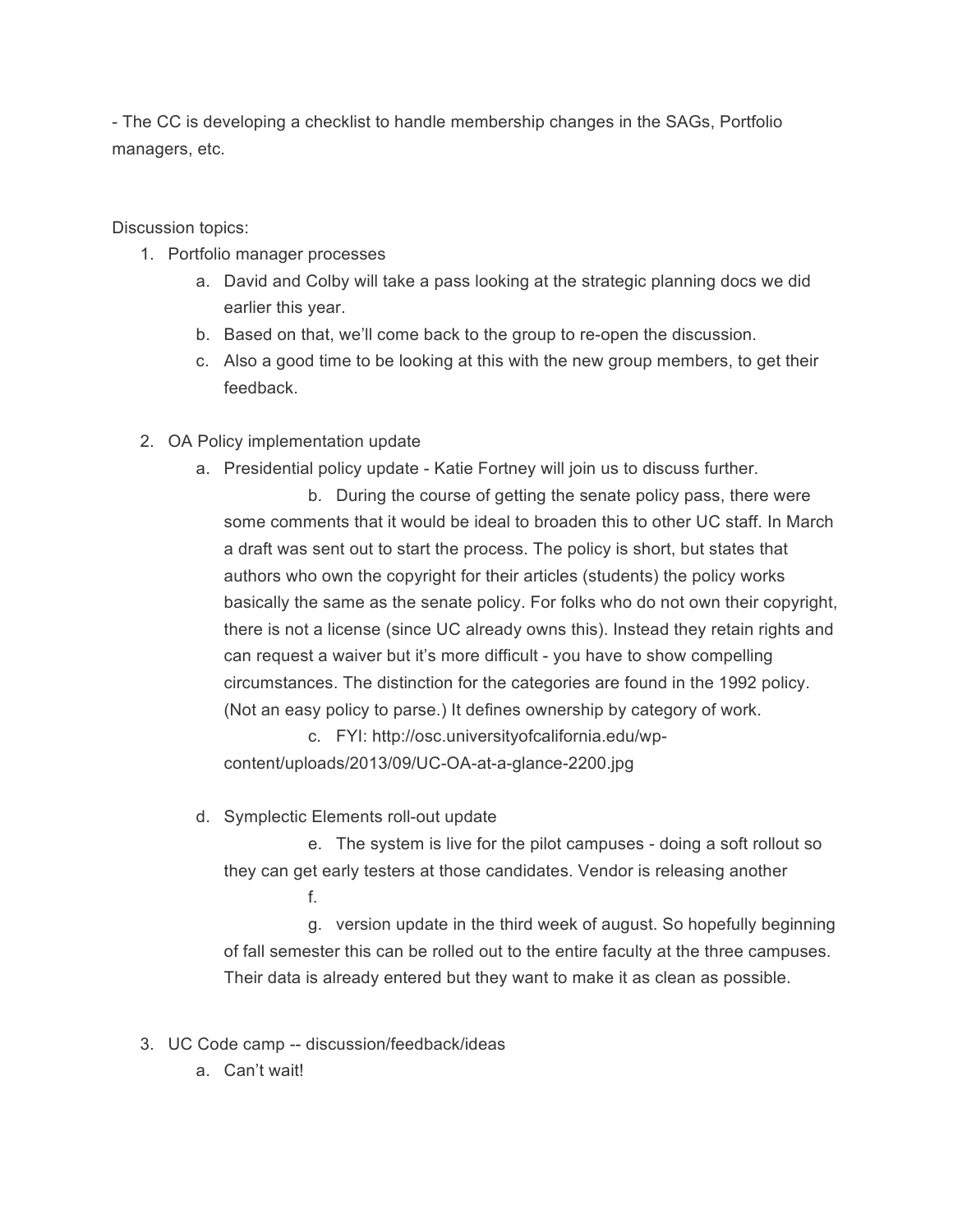- The CC is developing a checklist to handle membership changes in the SAGs, Portfolio managers, etc.

Discussion topics:

1. Portfolio manager processes
    a. David and Colby will take a pass looking at the strategic planning docs we did earlier this year.
    b. Based on that, we'll come back to the group to re-open the discussion.
    c. Also a good time to be looking at this with the new group members, to get their feedback.

2. OA Policy implementation update
    a. Presidential policy update - Katie Fortney will join us to discuss further.
    b. During the course of getting the senate policy pass, there were some comments that it would be ideal to broaden this to other UC staff. In March a draft was sent out to start the process. The policy is short, but states that authors who own the copyright for their articles (students) the policy works basically the same as the senate policy. For folks who do not own their copyright, there is not a license (since UC already owns this). Instead they retain rights and can request a waiver but it's more difficult - you have to show compelling circumstances. The distinction for the categories are found in the 1992 policy. (Not an easy policy to parse.) It defines ownership by category of work.
    c. FYI: http://osc.universityofcalifornia.edu/wp-content/uploads/2013/09/UC-OA-at-a-glance-2200.jpg
    d. Symplectic Elements roll-out update
    e. The system is live for the pilot campuses - doing a soft rollout so they can get early testers at those candidates. Vendor is releasing another
    f. 
    g. version update in the third week of august. So hopefully beginning of fall semester this can be rolled out to the entire faculty at the three campuses. Their data is already entered but they want to make it as clean as possible.

3. UC Code camp -- discussion/feedback/ideas
    a. Can't wait!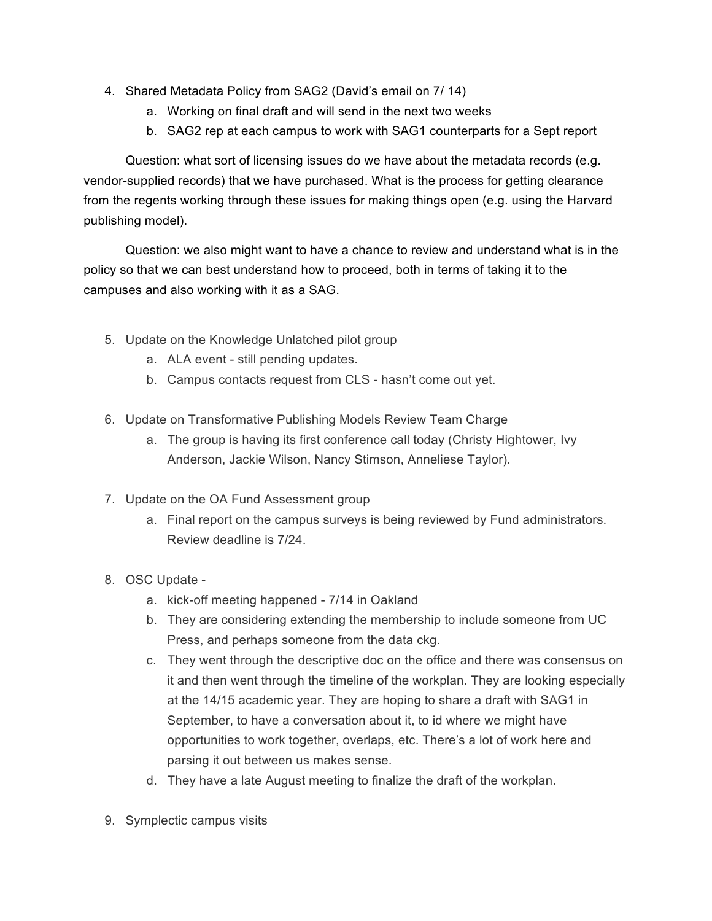4. Shared Metadata Policy from SAG2 (David's email on 7/ 14)
    a. Working on final draft and will send in the next two weeks
    b. SAG2 rep at each campus to work with SAG1 counterparts for a Sept report

Question: what sort of licensing issues do we have about the metadata records (e.g. vendor-supplied records) that we have purchased. What is the process for getting clearance from the regents working through these issues for making things open (e.g. using the Harvard publishing model).

Question: we also might want to have a chance to review and understand what is in the policy so that we can best understand how to proceed, both in terms of taking it to the campuses and also working with it as a SAG.

5. Update on the Knowledge Unlatched pilot group
    a. ALA event - still pending updates.
    b. Campus contacts request from CLS - hasn't come out yet.

6. Update on Transformative Publishing Models Review Team Charge
    a. The group is having its first conference call today (Christy Hightower, Ivy Anderson, Jackie Wilson, Nancy Stimson, Anneliese Taylor).

7. Update on the OA Fund Assessment group
    a. Final report on the campus surveys is being reviewed by Fund administrators. Review deadline is 7/24.

8. OSC Update -
    a. kick-off meeting happened - 7/14 in Oakland
    b. They are considering extending the membership to include someone from UC Press, and perhaps someone from the data ckg.
    c. They went through the descriptive doc on the office and there was consensus on it and then went through the timeline of the workplan. They are looking especially at the 14/15 academic year. They are hoping to share a draft with SAG1 in September, to have a conversation about it, to id where we might have opportunities to work together, overlaps, etc. There's a lot of work here and parsing it out between us makes sense.
    d. They have a late August meeting to finalize the draft of the workplan.

9. Symplectic campus visits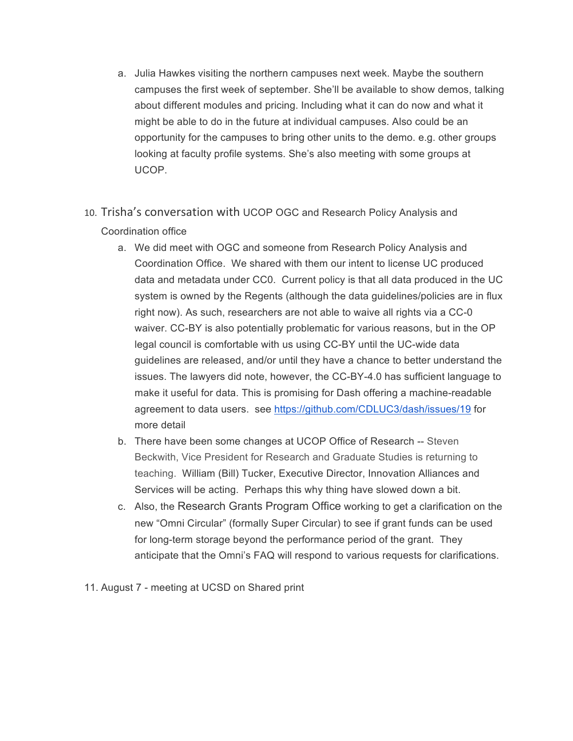a. Julia Hawkes visiting the northern campuses next week. Maybe the southern campuses the first week of september. She'll be available to show demos, talking about different modules and pricing. Including what it can do now and what it might be able to do in the future at individual campuses. Also could be an opportunity for the campuses to bring other units to the demo. e.g. other groups looking at faculty profile systems. She's also meeting with some groups at UCOP.

10. Trisha's conversation with UCOP OGC and Research Policy Analysis and Coordination office
    a. We did meet with OGC and someone from Research Policy Analysis and Coordination Office. We shared with them our intent to license UC produced data and metadata under CC0. Current policy is that all data produced in the UC system is owned by the Regents (although the data guidelines/policies are in flux right now). As such, researchers are not able to waive all rights via a CC-0 waiver. CC-BY is also potentially problematic for various reasons, but in the OP legal council is comfortable with us using CC-BY until the UC-wide data guidelines are released, and/or until they have a chance to better understand the issues. The lawyers did note, however, the CC-BY-4.0 has sufficient language to make it useful for data. This is promising for Dash offering a machine-readable agreement to data users. see https://github.com/CDLUC3/dash/issues/19 for more detail
    b. There have been some changes at UCOP Office of Research -- Steven Beckwith, Vice President for Research and Graduate Studies is returning to teaching. William (Bill) Tucker, Executive Director, Innovation Alliances and Services will be acting. Perhaps this why thing have slowed down a bit.
    c. Also, the Research Grants Program Office working to get a clarification on the new "Omni Circular" (formally Super Circular) to see if grant funds can be used for long-term storage beyond the performance period of the grant. They anticipate that the Omni's FAQ will respond to various requests for clarifications.

11. August 7 - meeting at UCSD on Shared print